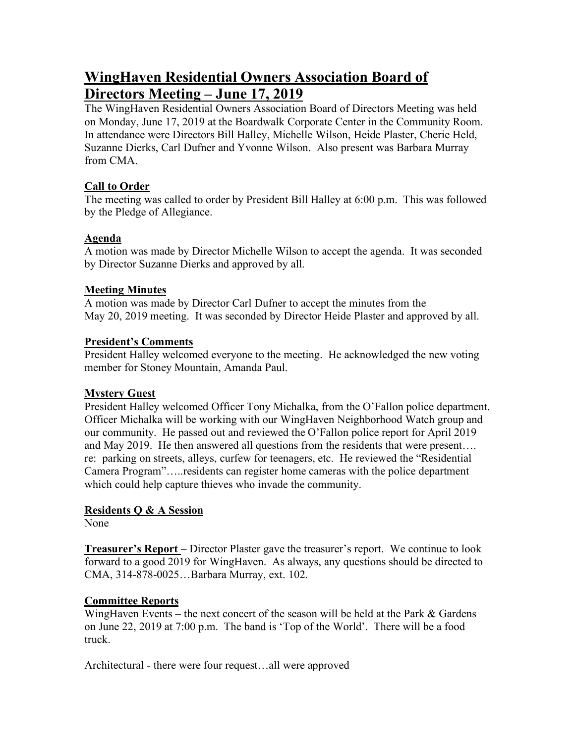# WingHaven Residential Owners Association Board of Directors Meeting – June 17, 2019

The WingHaven Residential Owners Association Board of Directors Meeting was held on Monday, June 17, 2019 at the Boardwalk Corporate Center in the Community Room. In attendance were Directors Bill Halley, Michelle Wilson, Heide Plaster, Cherie Held, Suzanne Dierks, Carl Dufner and Yvonne Wilson. Also present was Barbara Murray from CMA.

**Call to Order**

The meeting was called to order by President Bill Halley at 6:00 p.m. This was followed by the Pledge of Allegiance.

**Agenda**

A motion was made by Director Michelle Wilson to accept the agenda. It was seconded by Director Suzanne Dierks and approved by all.

**Meeting Minutes**

A motion was made by Director Carl Dufner to accept the minutes from the May 20, 2019 meeting. It was seconded by Director Heide Plaster and approved by all.

**President's Comments**

President Halley welcomed everyone to the meeting. He acknowledged the new voting member for Stoney Mountain, Amanda Paul.

**Mystery Guest**

President Halley welcomed Officer Tony Michalka, from the O'Fallon police department. Officer Michalka will be working with our WingHaven Neighborhood Watch group and our community. He passed out and reviewed the O'Fallon police report for April 2019 and May 2019. He then answered all questions from the residents that were present…. re: parking on streets, alleys, curfew for teenagers, etc. He reviewed the "Residential Camera Program"…..residents can register home cameras with the police department which could help capture thieves who invade the community.

**Residents Q & A Session**

None

**Treasurer's Report** – Director Plaster gave the treasurer's report. We continue to look forward to a good 2019 for WingHaven. As always, any questions should be directed to CMA, 314-878-0025…Barbara Murray, ext. 102.

**Committee Reports**

WingHaven Events – the next concert of the season will be held at the Park & Gardens on June 22, 2019 at 7:00 p.m. The band is 'Top of the World'. There will be a food truck.

Architectural - there were four request…all were approved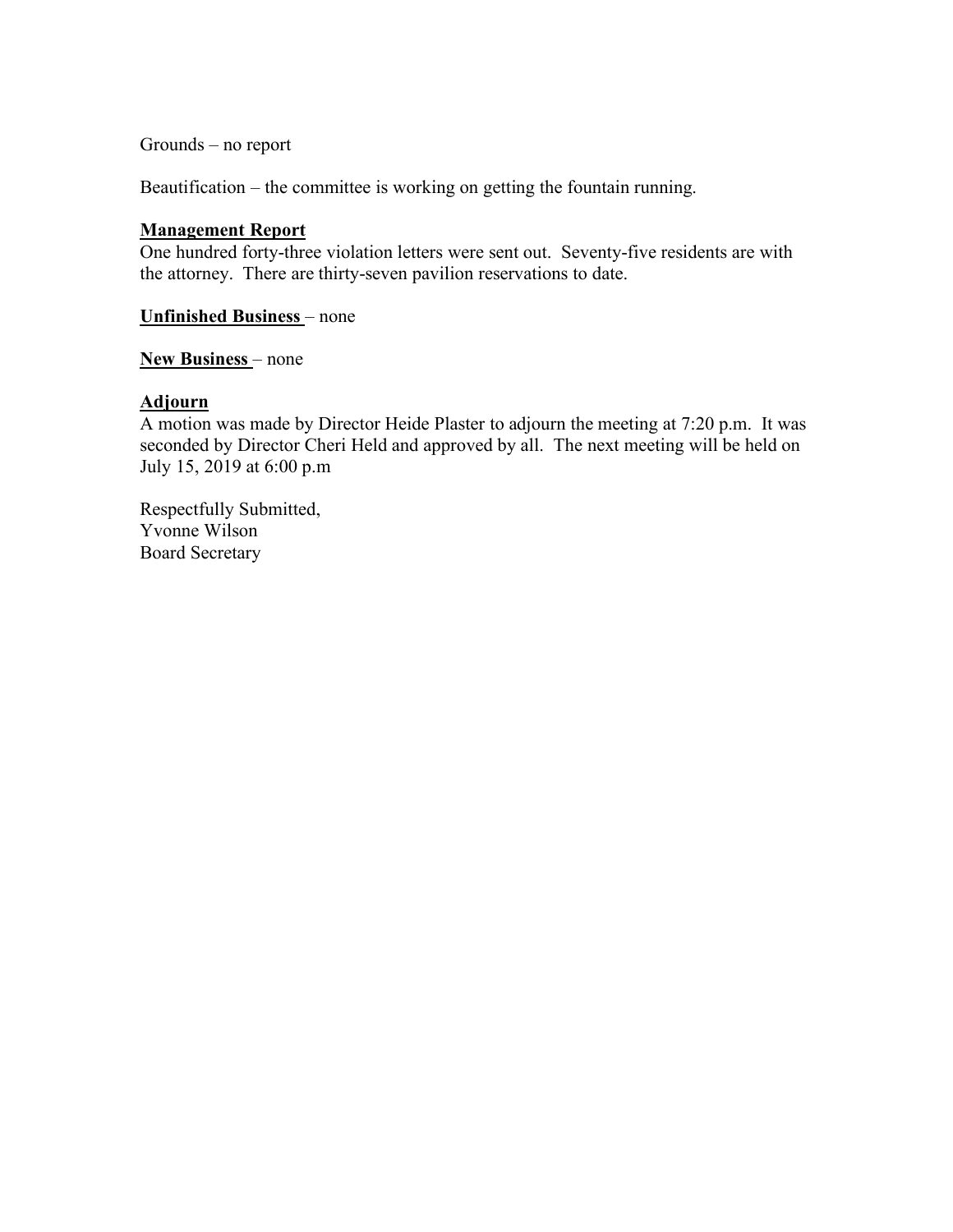Grounds – no report

Beautification – the committee is working on getting the fountain running.

**Management Report**

One hundred forty-three violation letters were sent out. Seventy-five residents are with the attorney. There are thirty-seven pavilion reservations to date.

**Unfinished Business** – none

**New Business** – none

**Adjourn**

A motion was made by Director Heide Plaster to adjourn the meeting at 7:20 p.m. It was seconded by Director Cheri Held and approved by all. The next meeting will be held on July 15, 2019 at 6:00 p.m

Respectfully Submitted,  
Yvonne Wilson  
Board Secretary